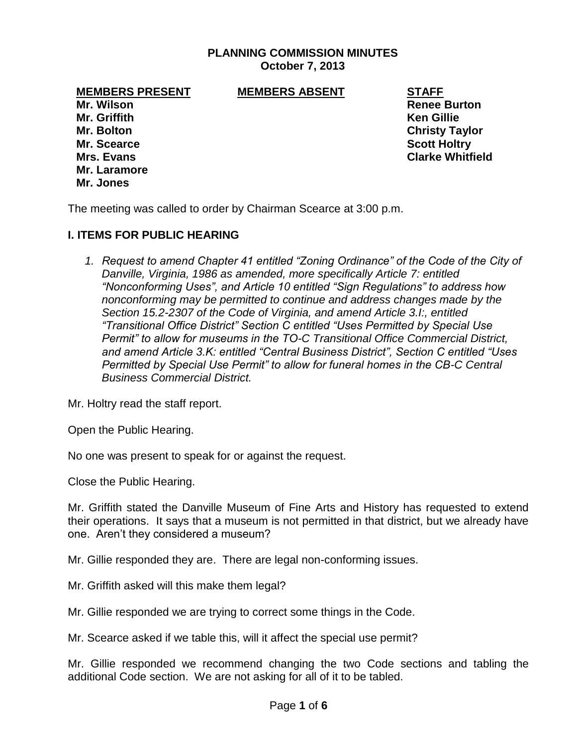**PLANNING COMMISSION MINUTES**
**October 7, 2013**

| **MEMBERS PRESENT** | **MEMBERS ABSENT** | **STAFF** |
|---|---|---|
| **Mr. Wilson** | | **Renee Burton** |
| **Mr. Griffith** | | **Ken Gillie** |
| **Mr. Bolton** | | **Christy Taylor** |
| **Mr. Scearce** | | **Scott Holtry** |
| **Mrs. Evans** | | **Clarke Whitfield** |
| **Mr. Laramore** | | |
| **Mr. Jones** | | |

The meeting was called to order by Chairman Scearce at 3:00 p.m.

## I. ITEMS FOR PUBLIC HEARING

1. *Request to amend Chapter 41 entitled "Zoning Ordinance" of the Code of the City of Danville, Virginia, 1986 as amended, more specifically Article 7: entitled "Nonconforming Uses", and Article 10 entitled "Sign Regulations" to address how nonconforming may be permitted to continue and address changes made by the Section 15.2-2307 of the Code of Virginia, and amend Article 3.I:, entitled "Transitional Office District" Section C entitled "Uses Permitted by Special Use Permit" to allow for museums in the TO-C Transitional Office Commercial District, and amend Article 3.K: entitled "Central Business District", Section C entitled "Uses Permitted by Special Use Permit" to allow for funeral homes in the CB-C Central Business Commercial District.*

Mr. Holtry read the staff report.

Open the Public Hearing.

No one was present to speak for or against the request.

Close the Public Hearing.

Mr. Griffith stated the Danville Museum of Fine Arts and History has requested to extend their operations. It says that a museum is not permitted in that district, but we already have one. Aren't they considered a museum?

Mr. Gillie responded they are. There are legal non-conforming issues.

Mr. Griffith asked will this make them legal?

Mr. Gillie responded we are trying to correct some things in the Code.

Mr. Scearce asked if we table this, will it affect the special use permit?

Mr. Gillie responded we recommend changing the two Code sections and tabling the additional Code section. We are not asking for all of it to be tabled.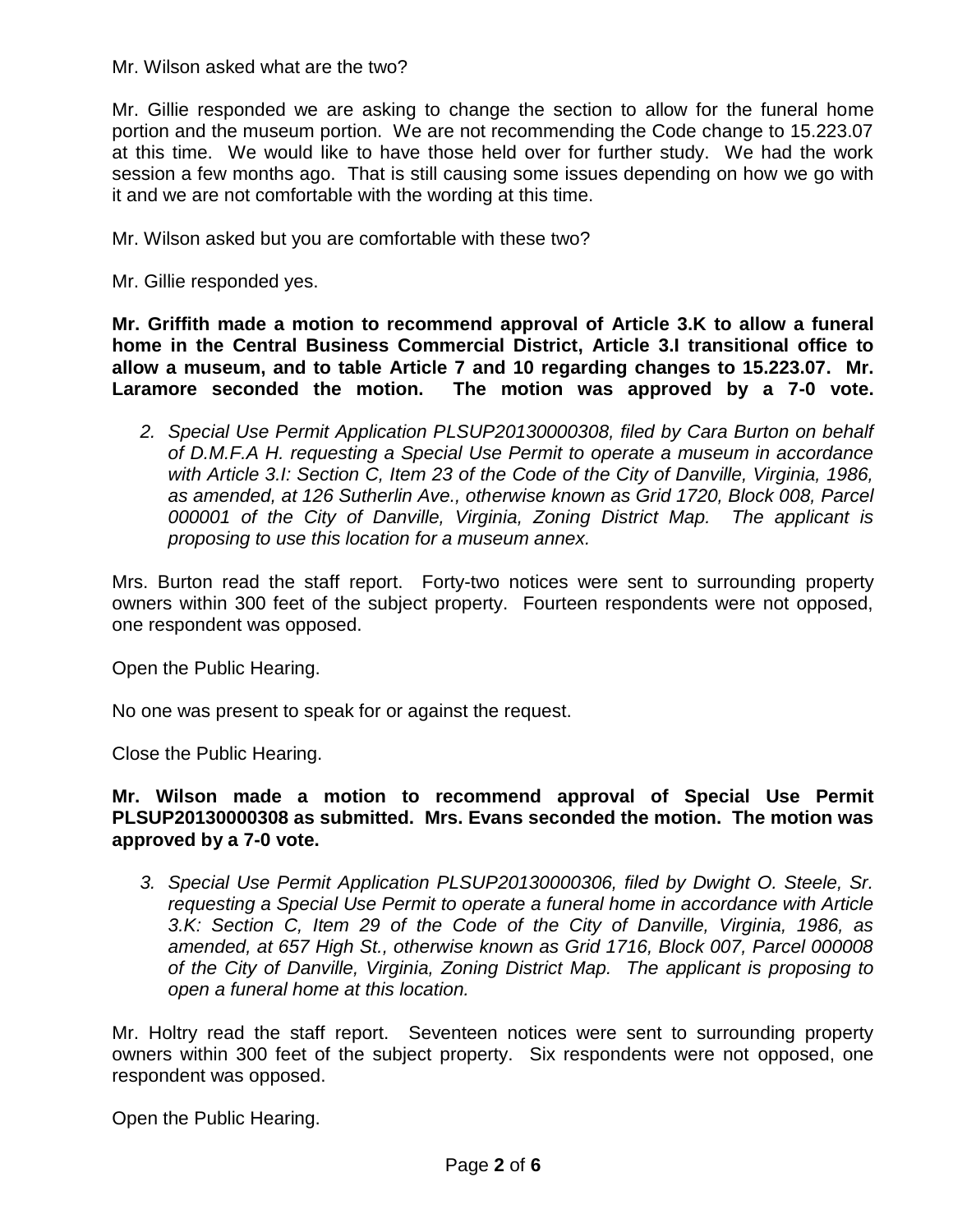Mr. Wilson asked what are the two?

Mr. Gillie responded we are asking to change the section to allow for the funeral home portion and the museum portion. We are not recommending the Code change to 15.223.07 at this time. We would like to have those held over for further study. We had the work session a few months ago. That is still causing some issues depending on how we go with it and we are not comfortable with the wording at this time.

Mr. Wilson asked but you are comfortable with these two?

Mr. Gillie responded yes.

**Mr. Griffith made a motion to recommend approval of Article 3.K to allow a funeral home in the Central Business Commercial District, Article 3.I transitional office to allow a museum, and to table Article 7 and 10 regarding changes to 15.223.07. Mr. Laramore seconded the motion. The motion was approved by a 7-0 vote.**

2. *Special Use Permit Application PLSUP20130000308, filed by Cara Burton on behalf of D.M.F.A H. requesting a Special Use Permit to operate a museum in accordance with Article 3.I: Section C, Item 23 of the Code of the City of Danville, Virginia, 1986, as amended, at 126 Sutherlin Ave., otherwise known as Grid 1720, Block 008, Parcel 000001 of the City of Danville, Virginia, Zoning District Map. The applicant is proposing to use this location for a museum annex.*

Mrs. Burton read the staff report. Forty-two notices were sent to surrounding property owners within 300 feet of the subject property. Fourteen respondents were not opposed, one respondent was opposed.

Open the Public Hearing.

No one was present to speak for or against the request.

Close the Public Hearing.

**Mr. Wilson made a motion to recommend approval of Special Use Permit PLSUP20130000308 as submitted. Mrs. Evans seconded the motion. The motion was approved by a 7-0 vote.**

3. *Special Use Permit Application PLSUP20130000306, filed by Dwight O. Steele, Sr. requesting a Special Use Permit to operate a funeral home in accordance with Article 3.K: Section C, Item 29 of the Code of the City of Danville, Virginia, 1986, as amended, at 657 High St., otherwise known as Grid 1716, Block 007, Parcel 000008 of the City of Danville, Virginia, Zoning District Map. The applicant is proposing to open a funeral home at this location.*

Mr. Holtry read the staff report. Seventeen notices were sent to surrounding property owners within 300 feet of the subject property. Six respondents were not opposed, one respondent was opposed.

Open the Public Hearing.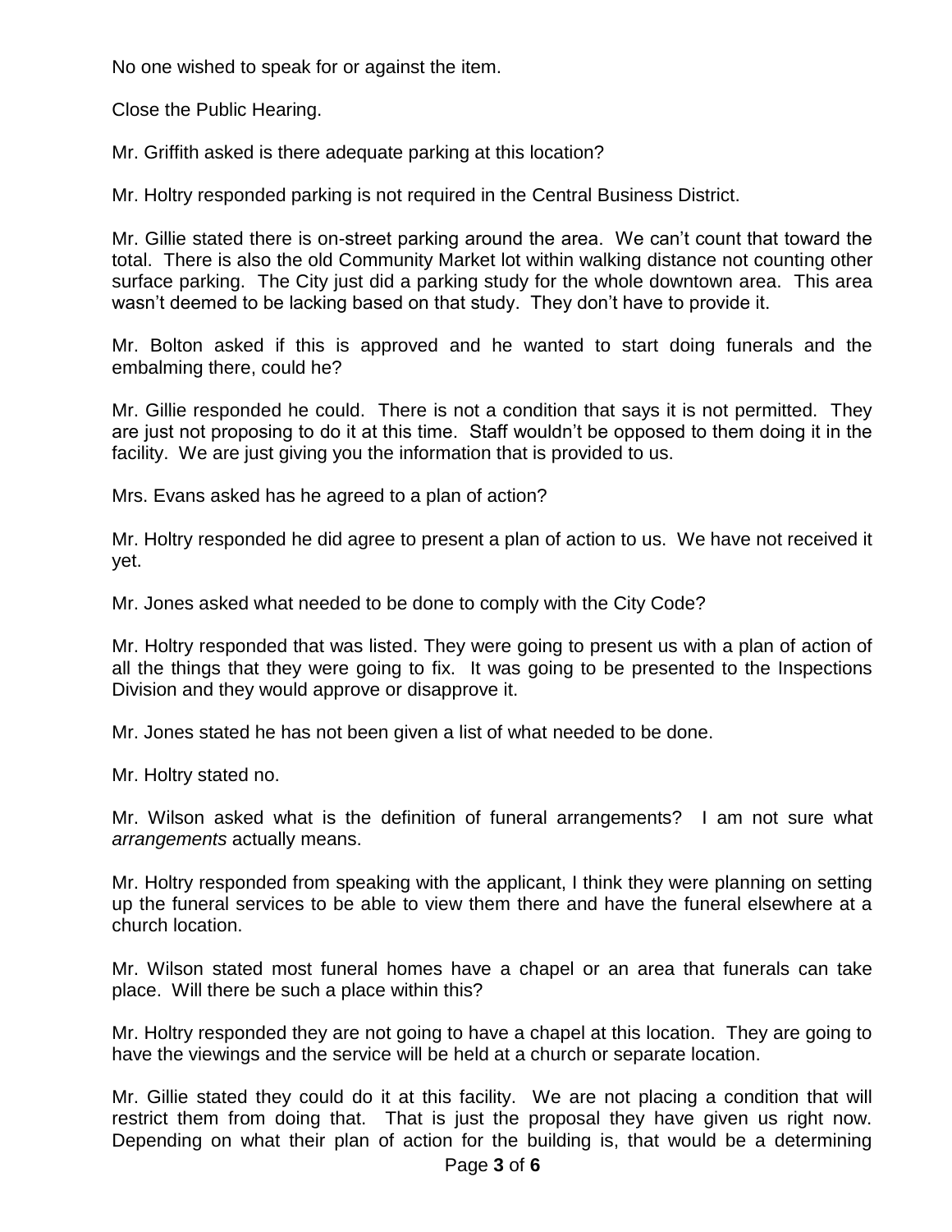No one wished to speak for or against the item.

Close the Public Hearing.

Mr. Griffith asked is there adequate parking at this location?

Mr. Holtry responded parking is not required in the Central Business District.

Mr. Gillie stated there is on-street parking around the area. We can't count that toward the total. There is also the old Community Market lot within walking distance not counting other surface parking. The City just did a parking study for the whole downtown area. This area wasn't deemed to be lacking based on that study. They don't have to provide it.

Mr. Bolton asked if this is approved and he wanted to start doing funerals and the embalming there, could he?

Mr. Gillie responded he could. There is not a condition that says it is not permitted. They are just not proposing to do it at this time. Staff wouldn't be opposed to them doing it in the facility. We are just giving you the information that is provided to us.

Mrs. Evans asked has he agreed to a plan of action?

Mr. Holtry responded he did agree to present a plan of action to us. We have not received it yet.

Mr. Jones asked what needed to be done to comply with the City Code?

Mr. Holtry responded that was listed. They were going to present us with a plan of action of all the things that they were going to fix. It was going to be presented to the Inspections Division and they would approve or disapprove it.

Mr. Jones stated he has not been given a list of what needed to be done.

Mr. Holtry stated no.

Mr. Wilson asked what is the definition of funeral arrangements? I am not sure what *arrangements* actually means.

Mr. Holtry responded from speaking with the applicant, I think they were planning on setting up the funeral services to be able to view them there and have the funeral elsewhere at a church location.

Mr. Wilson stated most funeral homes have a chapel or an area that funerals can take place. Will there be such a place within this?

Mr. Holtry responded they are not going to have a chapel at this location. They are going to have the viewings and the service will be held at a church or separate location.

Mr. Gillie stated they could do it at this facility. We are not placing a condition that will restrict them from doing that. That is just the proposal they have given us right now. Depending on what their plan of action for the building is, that would be a determining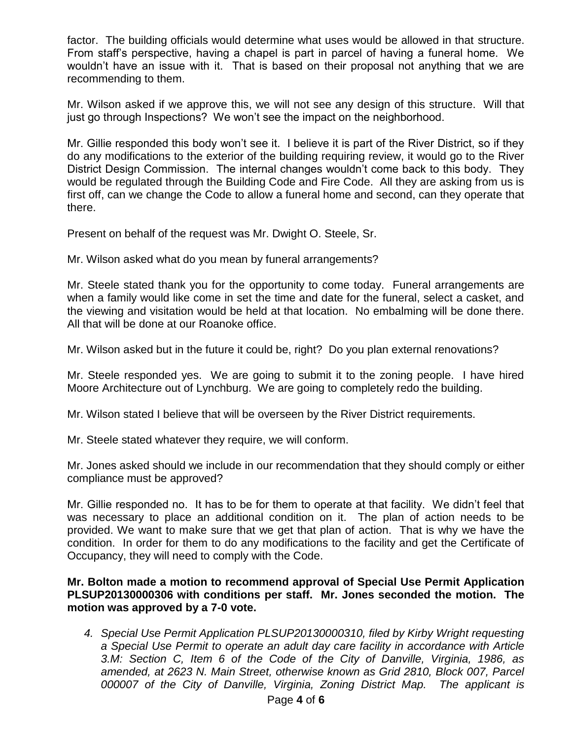factor. The building officials would determine what uses would be allowed in that structure. From staff's perspective, having a chapel is part in parcel of having a funeral home. We wouldn't have an issue with it. That is based on their proposal not anything that we are recommending to them.

Mr. Wilson asked if we approve this, we will not see any design of this structure. Will that just go through Inspections? We won't see the impact on the neighborhood.

Mr. Gillie responded this body won't see it. I believe it is part of the River District, so if they do any modifications to the exterior of the building requiring review, it would go to the River District Design Commission. The internal changes wouldn't come back to this body. They would be regulated through the Building Code and Fire Code. All they are asking from us is first off, can we change the Code to allow a funeral home and second, can they operate that there.

Present on behalf of the request was Mr. Dwight O. Steele, Sr.

Mr. Wilson asked what do you mean by funeral arrangements?

Mr. Steele stated thank you for the opportunity to come today. Funeral arrangements are when a family would like come in set the time and date for the funeral, select a casket, and the viewing and visitation would be held at that location. No embalming will be done there. All that will be done at our Roanoke office.

Mr. Wilson asked but in the future it could be, right? Do you plan external renovations?

Mr. Steele responded yes. We are going to submit it to the zoning people. I have hired Moore Architecture out of Lynchburg. We are going to completely redo the building.

Mr. Wilson stated I believe that will be overseen by the River District requirements.

Mr. Steele stated whatever they require, we will conform.

Mr. Jones asked should we include in our recommendation that they should comply or either compliance must be approved?

Mr. Gillie responded no. It has to be for them to operate at that facility. We didn't feel that was necessary to place an additional condition on it. The plan of action needs to be provided. We want to make sure that we get that plan of action. That is why we have the condition. In order for them to do any modifications to the facility and get the Certificate of Occupancy, they will need to comply with the Code.

**Mr. Bolton made a motion to recommend approval of Special Use Permit Application PLSUP20130000306 with conditions per staff. Mr. Jones seconded the motion. The motion was approved by a 7-0 vote.**

4. *Special Use Permit Application PLSUP20130000310, filed by Kirby Wright requesting a Special Use Permit to operate an adult day care facility in accordance with Article 3.M: Section C, Item 6 of the Code of the City of Danville, Virginia, 1986, as amended, at 2623 N. Main Street, otherwise known as Grid 2810, Block 007, Parcel 000007 of the City of Danville, Virginia, Zoning District Map. The applicant is*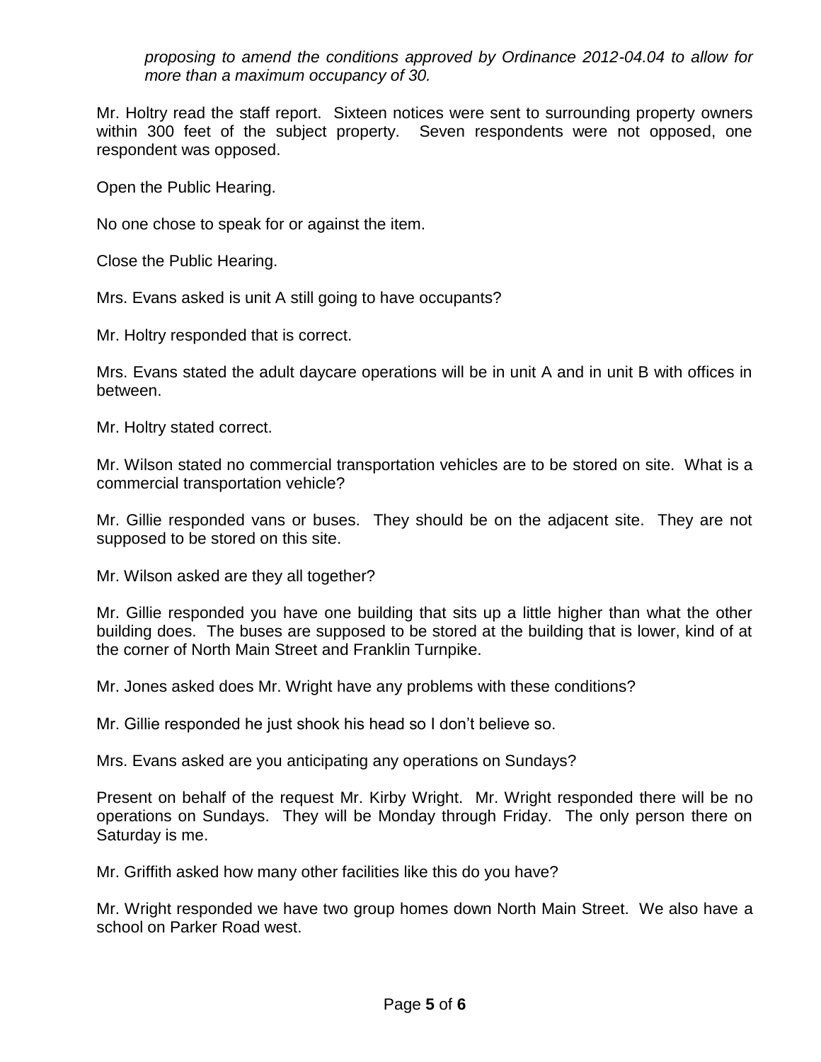*proposing to amend the conditions approved by Ordinance 2012-04.04 to allow for more than a maximum occupancy of 30.*

Mr. Holtry read the staff report. Sixteen notices were sent to surrounding property owners within 300 feet of the subject property. Seven respondents were not opposed, one respondent was opposed.

Open the Public Hearing.

No one chose to speak for or against the item.

Close the Public Hearing.

Mrs. Evans asked is unit A still going to have occupants?

Mr. Holtry responded that is correct.

Mrs. Evans stated the adult daycare operations will be in unit A and in unit B with offices in between.

Mr. Holtry stated correct.

Mr. Wilson stated no commercial transportation vehicles are to be stored on site. What is a commercial transportation vehicle?

Mr. Gillie responded vans or buses. They should be on the adjacent site. They are not supposed to be stored on this site.

Mr. Wilson asked are they all together?

Mr. Gillie responded you have one building that sits up a little higher than what the other building does. The buses are supposed to be stored at the building that is lower, kind of at the corner of North Main Street and Franklin Turnpike.

Mr. Jones asked does Mr. Wright have any problems with these conditions?

Mr. Gillie responded he just shook his head so I don't believe so.

Mrs. Evans asked are you anticipating any operations on Sundays?

Present on behalf of the request Mr. Kirby Wright. Mr. Wright responded there will be no operations on Sundays. They will be Monday through Friday. The only person there on Saturday is me.

Mr. Griffith asked how many other facilities like this do you have?

Mr. Wright responded we have two group homes down North Main Street. We also have a school on Parker Road west.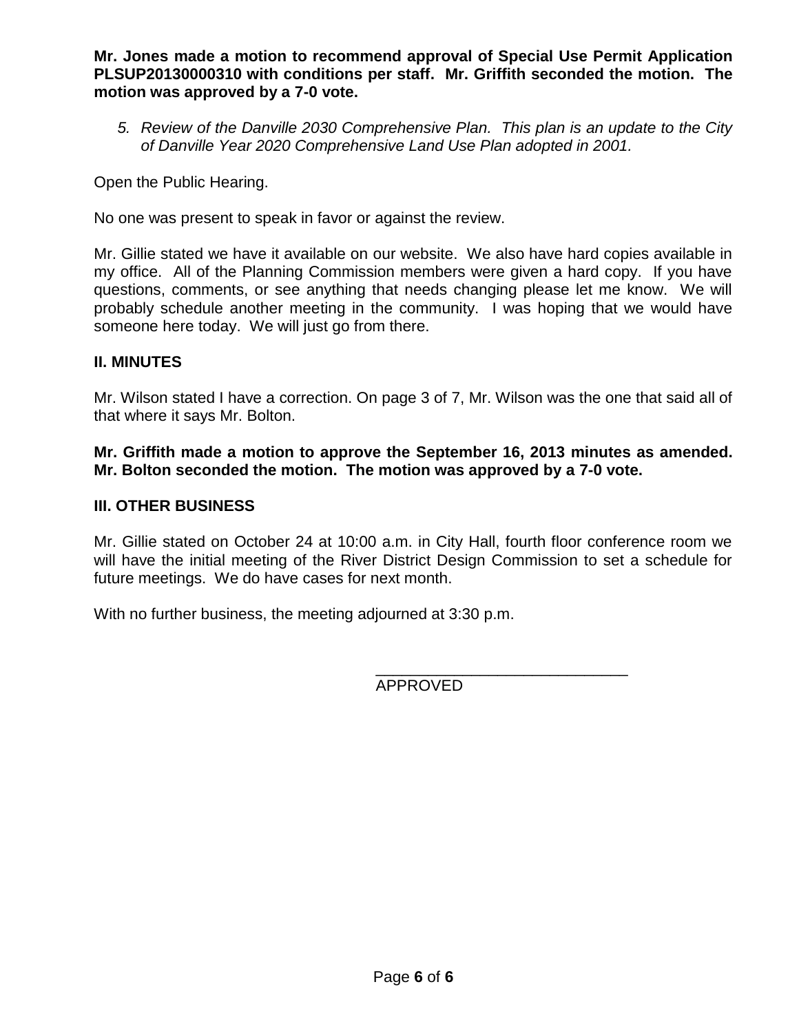**Mr. Jones made a motion to recommend approval of Special Use Permit Application PLSUP20130000310 with conditions per staff. Mr. Griffith seconded the motion. The motion was approved by a 7-0 vote.**

5. *Review of the Danville 2030 Comprehensive Plan. This plan is an update to the City of Danville Year 2020 Comprehensive Land Use Plan adopted in 2001.*

Open the Public Hearing.

No one was present to speak in favor or against the review.

Mr. Gillie stated we have it available on our website. We also have hard copies available in my office. All of the Planning Commission members were given a hard copy. If you have questions, comments, or see anything that needs changing please let me know. We will probably schedule another meeting in the community. I was hoping that we would have someone here today. We will just go from there.

## II. MINUTES

Mr. Wilson stated I have a correction. On page 3 of 7, Mr. Wilson was the one that said all of that where it says Mr. Bolton.

**Mr. Griffith made a motion to approve the September 16, 2013 minutes as amended. Mr. Bolton seconded the motion. The motion was approved by a 7-0 vote.**

## III. OTHER BUSINESS

Mr. Gillie stated on October 24 at 10:00 a.m. in City Hall, fourth floor conference room we will have the initial meeting of the River District Design Commission to set a schedule for future meetings. We do have cases for next month.

With no further business, the meeting adjourned at 3:30 p.m.

\_\_\_\_\_\_\_\_\_\_\_\_\_\_\_\_\_\_\_\_\_\_\_\_\_\_\_\_\_\_

APPROVED